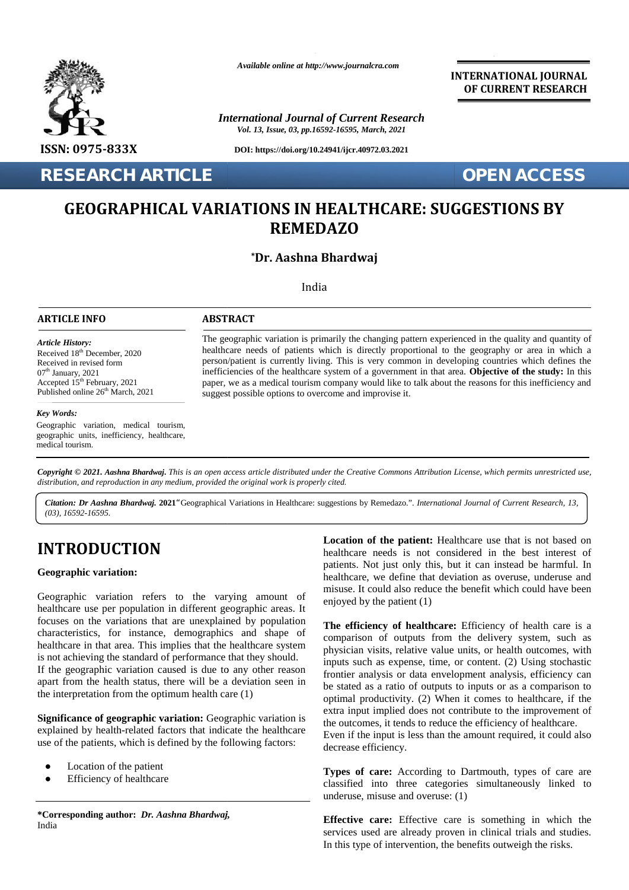# GEOGRAPHICAL VARIATIONS IN HEALTHCARE: SUGGESTIONS BY REMEDAZO

**\*Dr. Aashna Bhardwaj**

India

**RESEARCH ARTICLE** | **OPEN ACCESS**

ISSN: 0975-833X

DOI: https://doi.org/10.24941/ijcr.40972.03.2021

## ARTICLE INFO

*Article History:*
Received 18th December, 2020
Received in revised form
07th January, 2021
Accepted 15th February, 2021
Published online 26th March, 2021

*Key Words:*
Geographic variation, medical tourism, geographic units, inefficiency, healthcare, medical tourism.

## ABSTRACT

The geographic variation is primarily the changing pattern experienced in the quality and quantity of healthcare needs of patients which is directly proportional to the geography or area in which a person/patient is currently living. This is very common in developing countries which defines the inefficiencies of the healthcare system of a government in that area. **Objective of the study:** In this paper, we as a medical tourism company would like to talk about the reasons for this inefficiency and suggest possible options to overcome and improvise it.

*Copyright © 2021. Aashna Bhardwaj. This is an open access article distributed under the Creative Commons Attribution License, which permits unrestricted use, distribution, and reproduction in any medium, provided the original work is properly cited.*

*Citation: Dr Aashna Bhardwaj.* **2021**"Geographical Variations in Healthcare: suggestions by Remedazo.". *International Journal of Current Research, 13, (03), 16592-16595.*

# INTRODUCTION

**Geographic variation:**

Geographic variation refers to the varying amount of healthcare use per population in different geographic areas. It focuses on the variations that are unexplained by population characteristics, for instance, demographics and shape of healthcare in that area. This implies that the healthcare system is not achieving the standard of performance that they should. If the geographic variation caused is due to any other reason apart from the health status, there will be a deviation seen in the interpretation from the optimum health care (1)

**Significance of geographic variation:** Geographic variation is explained by health-related factors that indicate the healthcare use of the patients, which is defined by the following factors:

- Location of the patient
- Efficiency of healthcare

**Location of the patient:** Healthcare use that is not based on healthcare needs is not considered in the best interest of patients. Not just only this, but it can instead be harmful. In healthcare, we define that deviation as overuse, underuse and misuse. It could also reduce the benefit which could have been enjoyed by the patient (1)

**The efficiency of healthcare:** Efficiency of health care is a comparison of outputs from the delivery system, such as physician visits, relative value units, or health outcomes, with inputs such as expense, time, or content. (2) Using stochastic frontier analysis or data envelopment analysis, efficiency can be stated as a ratio of outputs to inputs or as a comparison to optimal productivity. (2) When it comes to healthcare, if the extra input implied does not contribute to the improvement of the outcomes, it tends to reduce the efficiency of healthcare.
Even if the input is less than the amount required, it could also decrease efficiency.

**Types of care:** According to Dartmouth, types of care are classified into three categories simultaneously linked to underuse, misuse and overuse: (1)

**Effective care:** Effective care is something in which the services used are already proven in clinical trials and studies. In this type of intervention, the benefits outweigh the risks.

**\*Corresponding author:** ***Dr. Aashna Bhardwaj,***
India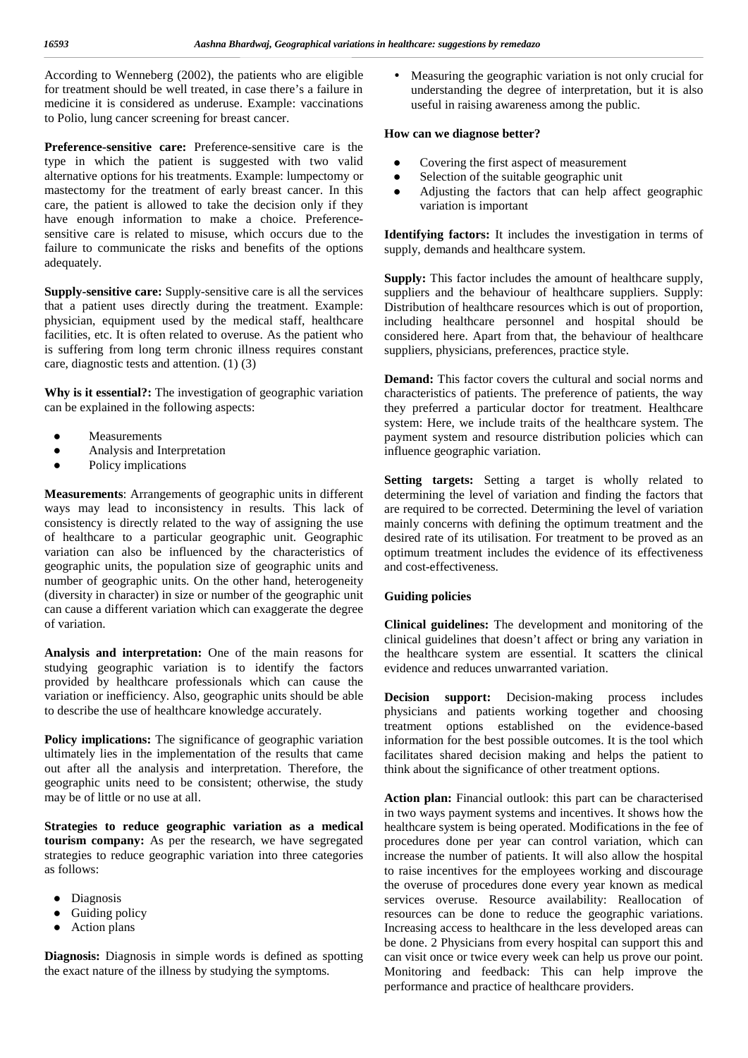According to Wenneberg (2002), the patients who are eligible for treatment should be well treated, in case there's a failure in medicine it is considered as underuse. Example: vaccinations to Polio, lung cancer screening for breast cancer.

**Preference-sensitive care:** Preference-sensitive care is the type in which the patient is suggested with two valid alternative options for his treatments. Example: lumpectomy or mastectomy for the treatment of early breast cancer. In this care, the patient is allowed to take the decision only if they have enough information to make a choice. Preference-sensitive care is related to misuse, which occurs due to the failure to communicate the risks and benefits of the options adequately.

**Supply-sensitive care:** Supply-sensitive care is all the services that a patient uses directly during the treatment. Example: physician, equipment used by the medical staff, healthcare facilities, etc. It is often related to overuse. As the patient who is suffering from long term chronic illness requires constant care, diagnostic tests and attention. (1) (3)

**Why is it essential?:** The investigation of geographic variation can be explained in the following aspects:

- Measurements
- Analysis and Interpretation
- Policy implications

**Measurements**: Arrangements of geographic units in different ways may lead to inconsistency in results. This lack of consistency is directly related to the way of assigning the use of healthcare to a particular geographic unit. Geographic variation can also be influenced by the characteristics of geographic units, the population size of geographic units and number of geographic units. On the other hand, heterogeneity (diversity in character) in size or number of the geographic unit can cause a different variation which can exaggerate the degree of variation.

**Analysis and interpretation:** One of the main reasons for studying geographic variation is to identify the factors provided by healthcare professionals which can cause the variation or inefficiency. Also, geographic units should be able to describe the use of healthcare knowledge accurately.

**Policy implications:** The significance of geographic variation ultimately lies in the implementation of the results that came out after all the analysis and interpretation. Therefore, the geographic units need to be consistent; otherwise, the study may be of little or no use at all.

**Strategies to reduce geographic variation as a medical tourism company:** As per the research, we have segregated strategies to reduce geographic variation into three categories as follows:

- Diagnosis
- Guiding policy
- Action plans

**Diagnosis:** Diagnosis in simple words is defined as spotting the exact nature of the illness by studying the symptoms.

- Measuring the geographic variation is not only crucial for understanding the degree of interpretation, but it is also useful in raising awareness among the public.

**How can we diagnose better?**

- Covering the first aspect of measurement
- Selection of the suitable geographic unit
- Adjusting the factors that can help affect geographic variation is important

**Identifying factors:** It includes the investigation in terms of supply, demands and healthcare system.

**Supply:** This factor includes the amount of healthcare supply, suppliers and the behaviour of healthcare suppliers. Supply: Distribution of healthcare resources which is out of proportion, including healthcare personnel and hospital should be considered here. Apart from that, the behaviour of healthcare suppliers, physicians, preferences, practice style.

**Demand:** This factor covers the cultural and social norms and characteristics of patients. The preference of patients, the way they preferred a particular doctor for treatment. Healthcare system: Here, we include traits of the healthcare system. The payment system and resource distribution policies which can influence geographic variation.

**Setting targets:** Setting a target is wholly related to determining the level of variation and finding the factors that are required to be corrected. Determining the level of variation mainly concerns with defining the optimum treatment and the desired rate of its utilisation. For treatment to be proved as an optimum treatment includes the evidence of its effectiveness and cost-effectiveness.

**Guiding policies**

**Clinical guidelines:** The development and monitoring of the clinical guidelines that doesn't affect or bring any variation in the healthcare system are essential. It scatters the clinical evidence and reduces unwarranted variation.

**Decision support:** Decision-making process includes physicians and patients working together and choosing treatment options established on the evidence-based information for the best possible outcomes. It is the tool which facilitates shared decision making and helps the patient to think about the significance of other treatment options.

**Action plan:** Financial outlook: this part can be characterised in two ways payment systems and incentives. It shows how the healthcare system is being operated. Modifications in the fee of procedures done per year can control variation, which can increase the number of patients. It will also allow the hospital to raise incentives for the employees working and discourage the overuse of procedures done every year known as medical services overuse. Resource availability: Reallocation of resources can be done to reduce the geographic variations. Increasing access to healthcare in the less developed areas can be done. 2 Physicians from every hospital can support this and can visit once or twice every week can help us prove our point. Monitoring and feedback: This can help improve the performance and practice of healthcare providers.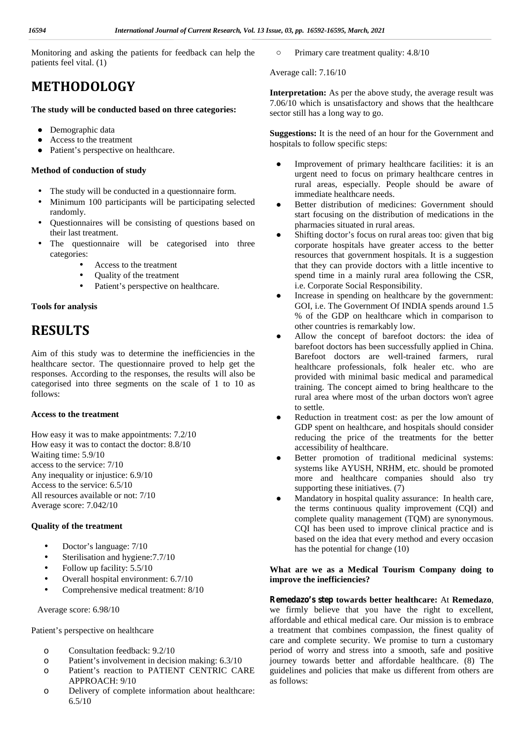Monitoring and asking the patients for feedback can help the patients feel vital. (1)

# METHODOLOGY

**The study will be conducted based on three categories:**

- Demographic data
- Access to the treatment
- Patient's perspective on healthcare.

**Method of conduction of study**

- The study will be conducted in a questionnaire form.
- Minimum 100 participants will be participating selected randomly.
- Questionnaires will be consisting of questions based on their last treatment.
- The questionnaire will be categorised into three categories:
  - Access to the treatment
  - Quality of the treatment
  - Patient's perspective on healthcare.

**Tools for analysis**

# RESULTS

Aim of this study was to determine the inefficiencies in the healthcare sector. The questionnaire proved to help get the responses. According to the responses, the results will also be categorised into three segments on the scale of 1 to 10 as follows:

**Access to the treatment**

How easy it was to make appointments: 7.2/10
How easy it was to contact the doctor: 8.8/10
Waiting time: 5.9/10
access to the service: 7/10
Any inequality or injustice: 6.9/10
Access to the service: 6.5/10
All resources available or not: 7/10
Average score: 7.042/10

**Quality of the treatment**

- Doctor's language: 7/10
- Sterilisation and hygiene:7.7/10
- Follow up facility: 5.5/10
- Overall hospital environment: 6.7/10
- Comprehensive medical treatment: 8/10

Average score: 6.98/10

Patient's perspective on healthcare

- Consultation feedback: 9.2/10
- Patient's involvement in decision making: 6.3/10
- Patient's reaction to PATIENT CENTRIC CARE APPROACH: 9/10
- Delivery of complete information about healthcare: 6.5/10
- Primary care treatment quality: 4.8/10

Average call: 7.16/10

**Interpretation:** As per the above study, the average result was 7.06/10 which is unsatisfactory and shows that the healthcare sector still has a long way to go.

**Suggestions:** It is the need of an hour for the Government and hospitals to follow specific steps:

- Improvement of primary healthcare facilities: it is an urgent need to focus on primary healthcare centres in rural areas, especially. People should be aware of immediate healthcare needs.
- Better distribution of medicines: Government should start focusing on the distribution of medications in the pharmacies situated in rural areas.
- Shifting doctor's focus on rural areas too: given that big corporate hospitals have greater access to the better resources that government hospitals. It is a suggestion that they can provide doctors with a little incentive to spend time in a mainly rural area following the CSR, i.e. Corporate Social Responsibility.
- Increase in spending on healthcare by the government: GOI, i.e. The Government Of INDIA spends around 1.5 % of the GDP on healthcare which in comparison to other countries is remarkably low.
- Allow the concept of barefoot doctors: the idea of barefoot doctors has been successfully applied in China. Barefoot doctors are well-trained farmers, rural healthcare professionals, folk healer etc. who are provided with minimal basic medical and paramedical training. The concept aimed to bring healthcare to the rural area where most of the urban doctors won't agree to settle.
- Reduction in treatment cost: as per the low amount of GDP spent on healthcare, and hospitals should consider reducing the price of the treatments for the better accessibility of healthcare.
- Better promotion of traditional medicinal systems: systems like AYUSH, NRHM, etc. should be promoted more and healthcare companies should also try supporting these initiatives. (7)
- Mandatory in hospital quality assurance: In health care, the terms continuous quality improvement (CQI) and complete quality management (TQM) are synonymous. CQI has been used to improve clinical practice and is based on the idea that every method and every occasion has the potential for change (10)

**What are we as a Medical Tourism Company doing to improve the inefficiencies?**

**Remedazo's step towards better healthcare:** At **Remedazo**, we firmly believe that you have the right to excellent, affordable and ethical medical care. Our mission is to embrace a treatment that combines compassion, the finest quality of care and complete security. We promise to turn a customary period of worry and stress into a smooth, safe and positive journey towards better and affordable healthcare. (8) The guidelines and policies that make us different from others are as follows: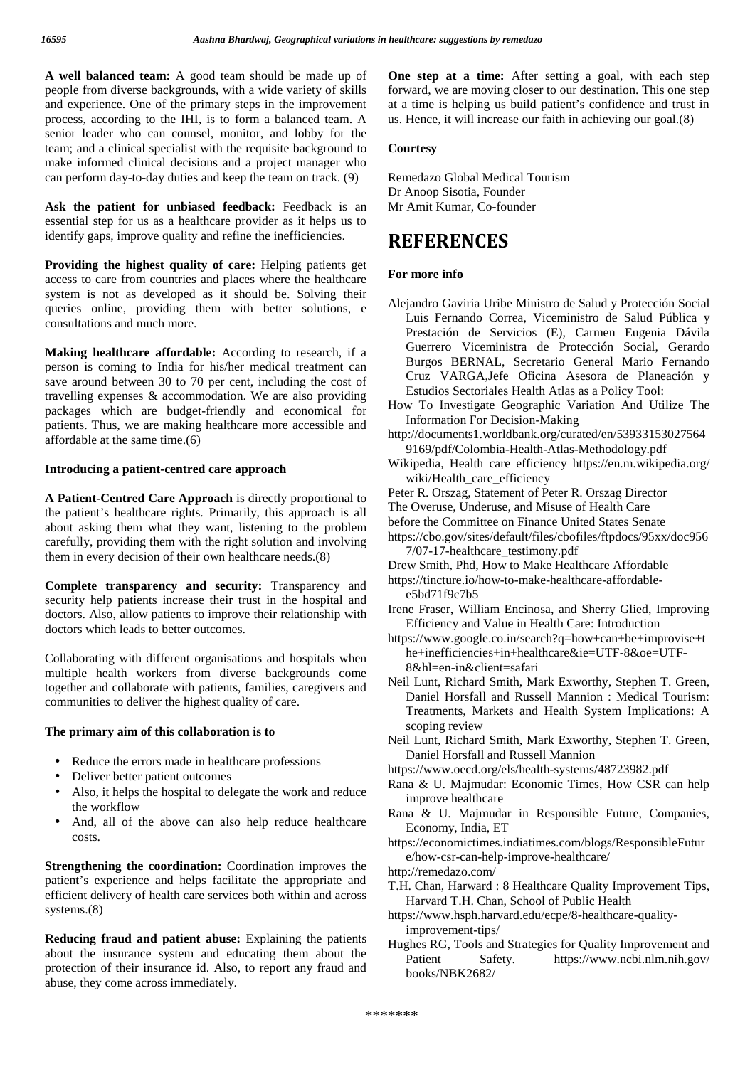**A well balanced team:** A good team should be made up of people from diverse backgrounds, with a wide variety of skills and experience. One of the primary steps in the improvement process, according to the IHI, is to form a balanced team. A senior leader who can counsel, monitor, and lobby for the team; and a clinical specialist with the requisite background to make informed clinical decisions and a project manager who can perform day-to-day duties and keep the team on track. (9)

**Ask the patient for unbiased feedback:** Feedback is an essential step for us as a healthcare provider as it helps us to identify gaps, improve quality and refine the inefficiencies.

**Providing the highest quality of care:** Helping patients get access to care from countries and places where the healthcare system is not as developed as it should be. Solving their queries online, providing them with better solutions, e consultations and much more.

**Making healthcare affordable:** According to research, if a person is coming to India for his/her medical treatment can save around between 30 to 70 per cent, including the cost of travelling expenses & accommodation. We are also providing packages which are budget-friendly and economical for patients. Thus, we are making healthcare more accessible and affordable at the same time.(6)

**Introducing a patient-centred care approach**

**A Patient-Centred Care Approach** is directly proportional to the patient's healthcare rights. Primarily, this approach is all about asking them what they want, listening to the problem carefully, providing them with the right solution and involving them in every decision of their own healthcare needs.(8)

**Complete transparency and security:** Transparency and security help patients increase their trust in the hospital and doctors. Also, allow patients to improve their relationship with doctors which leads to better outcomes.

Collaborating with different organisations and hospitals when multiple health workers from diverse backgrounds come together and collaborate with patients, families, caregivers and communities to deliver the highest quality of care.

**The primary aim of this collaboration is to**

- Reduce the errors made in healthcare professions
- Deliver better patient outcomes
- Also, it helps the hospital to delegate the work and reduce the workflow
- And, all of the above can also help reduce healthcare costs.

**Strengthening the coordination:** Coordination improves the patient's experience and helps facilitate the appropriate and efficient delivery of health care services both within and across systems.(8)

**Reducing fraud and patient abuse:** Explaining the patients about the insurance system and educating them about the protection of their insurance id. Also, to report any fraud and abuse, they come across immediately.

**One step at a time:** After setting a goal, with each step forward, we are moving closer to our destination. This one step at a time is helping us build patient's confidence and trust in us. Hence, it will increase our faith in achieving our goal.(8)

**Courtesy**

Remedazo Global Medical Tourism
Dr Anoop Sisotia, Founder
Mr Amit Kumar, Co-founder

# REFERENCES

**For more info**

Alejandro Gaviria Uribe Ministro de Salud y Protección Social Luis Fernando Correa, Viceministro de Salud Pública y Prestación de Servicios (E), Carmen Eugenia Dávila Guerrero Viceministra de Protección Social, Gerardo Burgos BERNAL, Secretario General Mario Fernando Cruz VARGA,Jefe Oficina Asesora de Planeación y Estudios Sectoriales Health Atlas as a Policy Tool:

How To Investigate Geographic Variation And Utilize The Information For Decision-Making

http://documents1.worldbank.org/curated/en/539331530275649169/pdf/Colombia-Health-Atlas-Methodology.pdf

Wikipedia, Health care efficiency https://en.m.wikipedia.org/wiki/Health_care_efficiency

Peter R. Orszag, Statement of Peter R. Orszag Director

The Overuse, Underuse, and Misuse of Health Care

before the Committee on Finance United States Senate

https://cbo.gov/sites/default/files/cbofiles/ftpdocs/95xx/doc9567/07-17-healthcare_testimony.pdf

Drew Smith, Phd, How to Make Healthcare Affordable

https://tincture.io/how-to-make-healthcare-affordable-e5bd71f9c7b5

Irene Fraser, William Encinosa, and Sherry Glied, Improving Efficiency and Value in Health Care: Introduction

https://www.google.co.in/search?q=how+can+be+improvise+the+inefficiencies+in+healthcare&ie=UTF-8&oe=UTF-8&hl=en-in&client=safari

Neil Lunt, Richard Smith, Mark Exworthy, Stephen T. Green, Daniel Horsfall and Russell Mannion : Medical Tourism: Treatments, Markets and Health System Implications: A scoping review

Neil Lunt, Richard Smith, Mark Exworthy, Stephen T. Green, Daniel Horsfall and Russell Mannion

https://www.oecd.org/els/health-systems/48723982.pdf

Rana & U. Majmudar: Economic Times, How CSR can help improve healthcare

Rana & U. Majmudar in Responsible Future, Companies, Economy, India, ET

https://economictimes.indiatimes.com/blogs/ResponsibleFuture/how-csr-can-help-improve-healthcare/

http://remedazo.com/

T.H. Chan, Harward : 8 Healthcare Quality Improvement Tips, Harvard T.H. Chan, School of Public Health

https://www.hsph.harvard.edu/ecpe/8-healthcare-quality-improvement-tips/

Hughes RG, Tools and Strategies for Quality Improvement and Patient Safety. https://www.ncbi.nlm.nih.gov/books/NBK2682/

*******